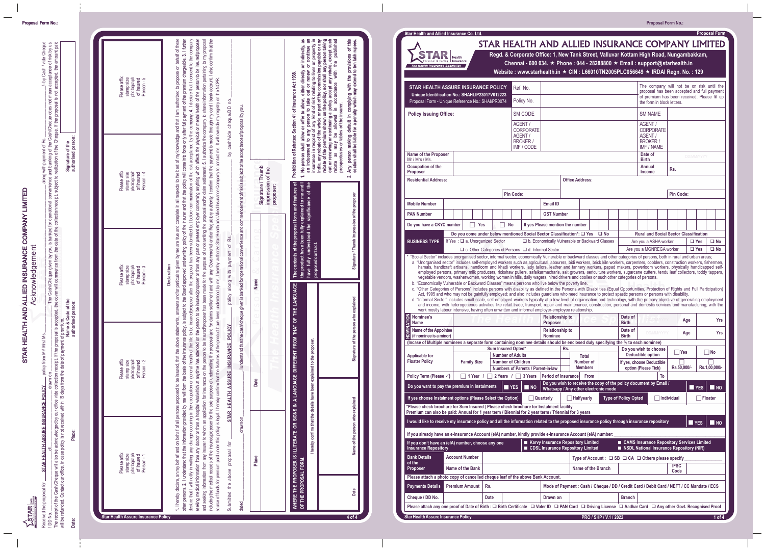## Left panel (rotated)

# STAR HEALTH AND ALLIED INSURANCE COMPANY LIMITED

## Acknowledgement

Received the proposal for STAR HEALTH ASSURE INSURANCE POLICY policy from Mr/ Mrs/ Ms.______________ along with payment of Rs.______________ /- by Cash / vide Cheque / DD No.__________ dt.__________ drawn on__________. The Cash/Cheque given by you is banked for operational convenience and banking of the Cash/Cheque does not mean acceptance of risk by us. The receipt of the Cash/Cheque will also be acknowledged by our office vide collection receipt. If the proposal is accepted, the cover will commence from the date of the collection receipt, subject to realization of the Cheque. If the proposal is not accepted, the amount paid will be refunded. Contact our office, in case policy is not received within 15 days from the date of payment of premium.

Date: Place: Name & Code of the authorised person: Signature of the authorised person:

| Please affix stamp size photograph of Insured Person - 1 | Please affix stamp size photograph of Insured Person - 2 | Please affix stamp size photograph of Insured Person - 3 | Please affix stamp size photograph of Insured Person - 4 | Please affix stamp size photograph of Insured Person - 5 |
|---|---|---|---|---|

### Declaration

1. I hereby declare, on my behalf and on behalf of all persons proposed to be insured, that the above statements, answers and/or particulars given by me are true and complete in all respects, to the best of my knowledge and that I am authorized to propose on behalf of these other persons. 2. I understand that the information provided by me will form the basis of the insurance policy, is subject to the Board approved underwriting policy of the insurer and that the policy will come into force only after full payment of the premium chargeable. 3. I further declare that I will notify in writing any change occurring in the occupation or general health of the life to be insured/proposer after the proposal has been submitted but before communication of the risk acceptance by the company. 4. I declare that I consent to the company seeking medical information from any doctor or from a hospital who/which at anytime has attended on the person to be insured/proposer or from any past or present employer concerning anything which affects the physical or mental health of the person to be insured/proposer and seeking information from any insurer to whom an application for insurance on the person to be insured/proposer has been made for the purpose of underwriting the proposal and/or claim settlement. 5. I authorize the company to share information pertaining to my proposal including the medical records of the insured/proposer for the sole purpose of underwriting the proposal and/or claims settlement and with any Governmental and/or Regulatory authority. I confirm that the payment is made through my card / bank account. I also confirm that the source of funds for premium paid under this policy is legal. I hereby confirm that the features of the product have been understood by me. I hereby authorize Star Health and Allied Insurance Company to contact me. It will override my registry on the NCPR.

Submitted the above proposal for STAR HEALTH ASSURE INSURANCE POLICY policy along with payment of Rs.__________ by cash/vide cheque/DD no.__________ dated__________ drawn on__________. I understand that the cash/cheque given is banked for operational convenience and commencement of risk is subject to the acceptance of proposal by you.

| Place | Date | Name | Signature / Thumb impression of the proposer: |
|---|---|---|---|

WHERE THE PROPOSER IS ILLITERATE OR SIGNS IN A LANGUAGE DIFFERENT FROM THAT OF THE LANGUAGE OF THE PROPOSAL FORM.

The contents of the proposal form and features of the product have been fully explained to me and I have fully understood the significance of the proposed contract.

I hereby confirm that the details have been explained to the proposer.

| Date | Name of the person who explained | Signature of the person who explained | Signature / Thumb impression of the proposer |
|---|---|---|---|

**Prohibition of Rebates: Section 41 of Insurance Act 1938.**

1. No person shall allow or offer to allow, either directly or indirectly, as an inducement to any person to take out or renew or continue an insurance in respect of any kind of risk relating to lives or property in India, any rebate of the whole or part of the commission payable or any rebate of the premium shown on the policy, nor shall any person taking out or renewing or continuing a policy accept any rebate, except such rebate as may be allowed in accordance with the published prospectuses or tables of the insurer.
2. Any person making default in complying with the provisions of this section shall be liable for a penalty which may extend to ten lakh rupees.

## Right panel

Proposal Form No.:

Star Health and Allied Insurance Co. Ltd. — Proposal Form

# STAR HEALTH AND ALLIED INSURANCE COMPANY LIMITED

**Regd. & Corporate Office: 1, New Tank Street, Valluvar Kottam High Road, Nungambakkam, Chennai - 600 034. ★ Phone : 044 - 28288800 ★ Email : support@starhealth.in**
**Website : www.starhealth.in ★ CIN : L66010TN2005PLC056649 ★ IRDAI Regn. No. : 129**

| STAR HEALTH ASSURE INSURANCE POLICY<br>Unique Identification No.: SHAHLIP23017V012223<br>Proposal Form - Unique Reference No.: SHAI/PR0074 | Ref. No. | | The company will not be on risk until the proposal has been accepted and full payment of premium has been received. Please fill up the form in block letters. |
|---|---|---|---|
| | Policy No. | | |
| Policy Issuing Office: | SM CODE | | SM NAME |
| | AGENT / CORPORATE AGENT / BROKER / IMF / CODE | | AGENT / CORPORATE AGENT / BROKER / IMF / NAME |
| Name of the Proposer Mr / Mrs / Ms. | | | Date of Birth DD/MM/YYYY |
| Occupation of the Proposer | | | Annual Income Rs. |
| Residential Address: Pin Code: | | Office Address: Pin Code: | |
| Mobile Number | | Email ID | |
| PAN Number | | GST Number | |
| Do you have a CKYC number ☐ Yes ☐ No | | If yes Please mention the number | |

| BUSINESS TYPE | Do you come under below mentioned Social Sector Classification*: ☐ Yes ☐ No | Rural and Social Sector Classification | | |
|---|---|---|---|---|
| | If Yes : ☐ a. Unorganized Sector ☐ b. Economically Vulnerable or Backward Classes | Are you a ASHA worker | ☐ Yes | ☐ No |
| | ☐ c. Other Categories of Persons ☐ d. Informal Sector | Are you a MGNREGA worker | ☐ Yes | ☐ No |

\* "Social Sector" includes unorganised sector, informal sector, economically Vulnerable or backward classes and other categories of persons, both in rural and urban areas;

a. "Unorganised sector" includes self-employed workers such as agricultural labourers, bidi workers, brick kiln workers, carpenters, cobblers, construction workers, fishermen, hamals, handicraft artisans, handloom and khadi workers, lady tailors, leather and tannery workers, papad makers, powerloom workers, physically handicapped self-employed persons, primary milk producers, rickshaw pullers, safaikarmacharis, salt growers, sericulture workers, sugarcane cutters, tendu leaf collectors, toddy tappers, vegetable vendors, washerwomen, working women in hills, daily wagers, hired drivers and coolies or such other categories of persons.

b. "Economically Vulnerable or Backward Classes" means persons who live below the poverty line.

c. "Other Categories of Persons" includes persons with disability as defined in the Persons with Disabilities (Equal Opportunities, Protection of Rights and Full Participation) Act, 1995 and who may not be gainfully employed; and also includes guardians who need insurance to protect spastic persons or persons with disability.

d. "Informal Sector" includes small scale, self-employed workers typically at a low level of organisation and technology, with the primary objective of generating employment and income, with heterogeneous activities like retail trade, transport, repair and maintenance, construction, personal and domestic services and manufacturing, with the work mostly labour intensive, having often unwritten and informal employer-employee relationship.

| NOMINATION | | | | | | | |
|---|---|---|---|---|---|---|---|
| Nominee's Name | | Relationship to Proposer | | Date of Birth DD/MM/YYYY | | Age | Yrs |
| Name of the Appointee (if nominee is a minor) | | Relationship to Nominee | | Date of Birth DD/MM/YYYY | | Age | Yrs |

(Incase of Multiple nominees a separate form containing nominee details should be enclosed duly specifying the % to each nominee)

| Applicable for Floater Policy | Family Size | Sum Insured Opted* | Rs. | | Do you wish to choose Deductible option | ☐ Yes | ☐ No |
|---|---|---|---|---|---|---|---|
| | | Number of Adults | | Total Number of Members | If yes, choose Deductible option (Please Tick) | ☐ Rs.50,000/- | ☐ Rs.1,00,000/- |
| | | Number of Children | | | | | |
| | | Numbers of Parents / Parent-in-law | | | | | |
| Policy Term (Please ✓) | ☐ 1 Year / ☐ 2 Years / ☐ 3 Years | Period of Insurance | From | | To | | |

| Do you want to pay the premium in Instalments | ■ YES ■ NO | Do you wish to receive the copy of the policy document by Email / Whatsapp / Any other electronic mode | ■ YES ■ NO |
|---|---|---|---|
| If yes choose Instalment options (Please Select the Option) | ☐ Quarterly ☐ Halfyearly | Type of Policy Opted | ☐ Individual ☐ Floater |

*Please check brochure for Sum Insured | Please check brochure for Instalment facility
Premium can also be paid: Annual for 1 year term / Biennial for 2 year term / Triennial for 3 years

I would like to receive my insurance policy and all the information related to the proposed insurance policy through insurance repository ■ YES ■ NO

If you already have an e-Insurance Account (eIA) number, kindly provide e-Insurance Account (eIA) number:

| If you don't have an (eIA) number, choose any one Insurance Repository | ■ Karvy Insurance Repository Limited<br>■ CDSL Insurance Repository Limited | ■ CAMS Insurance Repository Services Limited<br>■ NSDL National Insurance Repository (NIR) |
|---|---|---|

| Bank Details of the Proposer | Account Number | | Type of Account : ☐ SB ☐ CA ☐ Others please specify | |
|---|---|---|---|---|
| | Name of the Bank | | Name of the Branch | IFSC Code |

Please attach a photo copy of cancelled cheque leaf of the above Bank Account.

| Payments Details | Premium Amount | Rs. | Mode of Payment : Cash / Cheque / DD / Credit Card / Debit Card / NEFT / CC Mandate / ECS |
|---|---|---|---|
| Cheque / DD No. | | Date | Drawn on | Branch |

Please attach any one proof of Date of Birth : ☐ Birth Certificate ☐ Voter ID ☐ PAN Card ☐ Driving License ☐ Aadhar Card ☐ Any other Govt. Recognised Proof

PRO / SHP / V.1 / 2022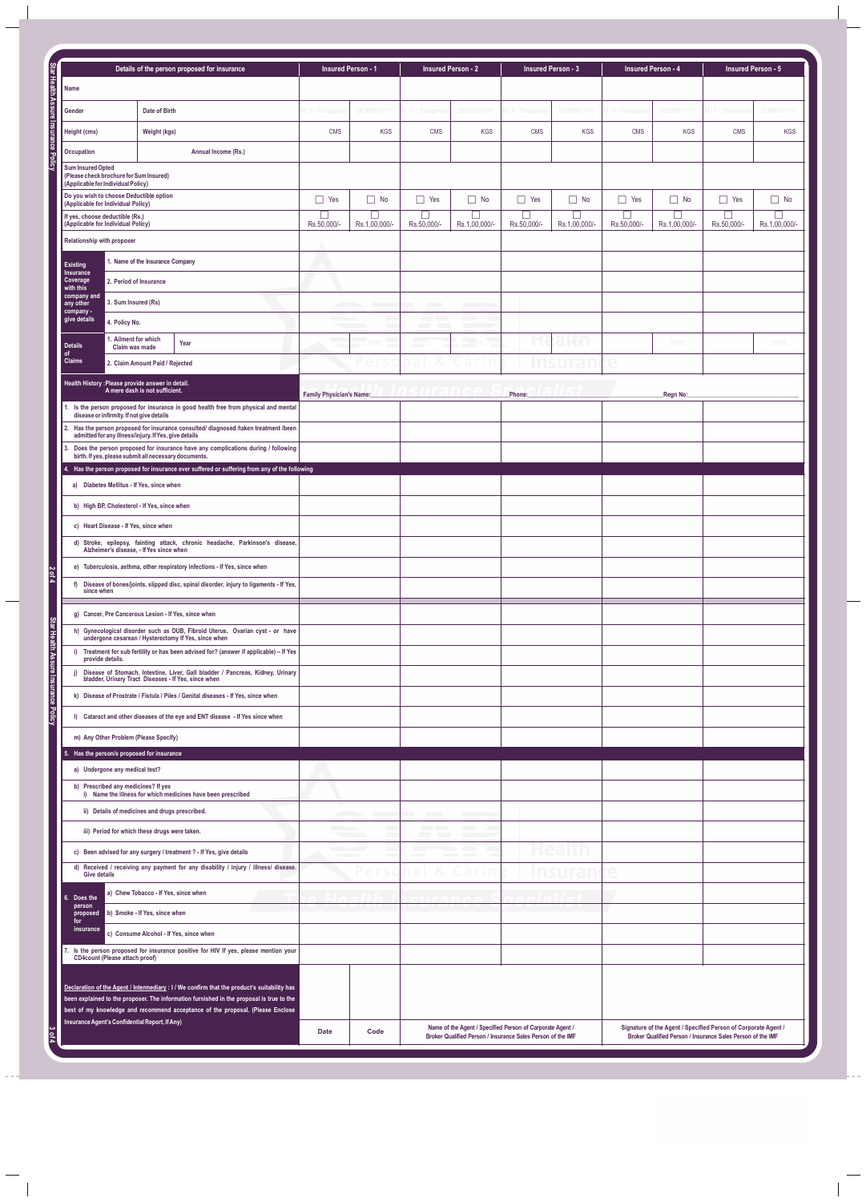| Details of the person proposed for insurance | | Insured Person - 1 | | Insured Person - 2 | | Insured Person - 3 | | Insured Person - 4 | | Insured Person - 5 | |
|---|---|---|---|---|---|---|---|---|---|---|---|
| Name | | | | | | | | | | | |
| Gender | Date of Birth | M / F / Transgender | DD/MM/YYYY | M / F / Transgender | DD/MM/YYYY | M / F / Transgender | DD/MM/YYYY | M / F / Transgender | DD/MM/YYYY | M / F / Transgender | DD/MM/YYYY |
| Height (cms) | Weight (kgs) | CMS | KGS | CMS | KGS | CMS | KGS | CMS | KGS | CMS | KGS |
| Occupation | Annual Income (Rs.) | | | | | | | | | | |
| Sum Insured Opted (Please check brochure for Sum Insured) (Applicable for Individual Policy) | | | | | | | | | | | |
| Do you wish to choose Deductible option (Applicable for Individual Policy) | | ☐ Yes | ☐ No | ☐ Yes | ☐ No | ☐ Yes | ☐ No | ☐ Yes | ☐ No | ☐ Yes | ☐ No |
| If yes, choose deductible (Rs.) (Applicable for Individual Policy) | | ☐ Rs.50,000/- | ☐ Rs.1,00,000/- | ☐ Rs.50,000/- | ☐ Rs.1,00,000/- | ☐ Rs.50,000/- | ☐ Rs.1,00,000/- | ☐ Rs.50,000/- | ☐ Rs.1,00,000/- | ☐ Rs.50,000/- | ☐ Rs.1,00,000/- |
| Relationship with proposer | | | | | | | | | | | |
| Existing Insurance Coverage with this company and any other company - give details | 1. Name of the Insurance Company | | | | | | | | | | |
| | 2. Period of Insurance | | | | | | | | | | |
| | 3. Sum Insured (Rs) | | | | | | | | | | |
| | 4. Policy No. | | | | | | | | | | |
| Details of Claims | 1. Ailment for which Claim was made / Year | | YYYY | | YYYY | | YYYY | | YYYY | | YYYY |
| | 2. Claim Amount Paid / Rejected | | | | | | | | | | |
| Health History : Please provide answer in detail. A mere dash is not sufficient. | | Family Physician's Name: | | | | Phone: | | Regn No: | | | |
| 1. Is the person proposed for insurance in good health free from physical and mental disease or infirmity. If not give details | | | | | | | | | | | |
| 2. Has the person proposed for insurance consulted/ diagnosed /taken treatment /been admitted for any illness/injury. If Yes, give details | | | | | | | | | | | |
| 3. Does the person proposed for insurance have any complications during / following birth. If yes, please submit all necessary documents. | | | | | | | | | | | |
| 4. Has the person proposed for insurance ever suffered or suffering from any of the following | | | | | | | | | | | |
| a) Diabetes Mellitus - If Yes, since when | | | | | | | | | | | |
| b) High BP, Cholesterol - If Yes, since when | | | | | | | | | | | |
| c) Heart Disease - If Yes, since when | | | | | | | | | | | |
| d) Stroke, epilepsy, fainting attack, chronic headache, Parkinson's disease, Alzheimer's disease, - If Yes since when | | | | | | | | | | | |
| e) Tuberculosis, asthma, other respiratory infections - If Yes, since when | | | | | | | | | | | |
| f) Disease of bones/joints, slipped disc, spinal disorder, injury to ligaments - If Yes, since when | | | | | | | | | | | |
| g) Cancer, Pre Cancerous Lesion - If Yes, since when | | | | | | | | | | | |
| h) Gynecological disorder such as DUB, Fibroid Uterus, Ovarian cyst - or have undergone cesarean / Hysterectomy If Yes, since when | | | | | | | | | | | |
| i) Treatment for sub fertility or has been advised for? (answer if applicable) – If Yes provide details. | | | | | | | | | | | |
| j) Disease of Stomach, Intestine, Liver, Gall bladder / Pancreas, Kidney, Urinary bladder, Urinary Tract Diseases - If Yes, since when | | | | | | | | | | | |
| k) Disease of Prostrate / Fistula / Piles / Genital diseases - If Yes, since when | | | | | | | | | | | |
| l) Cataract and other diseases of the eye and ENT disease - If Yes since when | | | | | | | | | | | |
| m) Any Other Problem (Please Specify) | | | | | | | | | | | |
| 5. Has the person/s proposed for insurance | | | | | | | | | | | |
| a) Undergone any medical test? | | | | | | | | | | | |
| b) Prescribed any medicines? If yes i) Name the illness for which medicines have been prescribed | | | | | | | | | | | |
| ii) Details of medicines and drugs prescribed. | | | | | | | | | | | |
| iii) Period for which these drugs were taken. | | | | | | | | | | | |
| c) Been advised for any surgery / treatment ? - If Yes, give details | | | | | | | | | | | |
| d) Received / receiving any payment for any disability / injury / illness/ disease. Give details | | | | | | | | | | | |
| 6. Does the person proposed for insurance | a) Chew Tobacco - If Yes, since when | | | | | | | | | | |
| | b) Smoke - If Yes, since when | | | | | | | | | | |
| | c) Consume Alcohol - If Yes, since when | | | | | | | | | | |
| 7. Is the person proposed for insurance positive for HIV If yes, please mention your CD4count (Please attach proof) | | | | | | | | | | | |

**Declaration of the Agent / Intermediary** : I / We confirm that the product's suitability has been explained to the proposer. The information furnished in the proposal is true to the best of my knowledge and recommend acceptance of the proposal. (Please Enclose Insurance Agent's Confidential Report, If Any)

| Date | Code | Name of the Agent / Specified Person of Corporate Agent / Broker Qualified Person / Insurance Sales Person of the IMF | Signature of the Agent / Specified Person of Corporate Agent / Broker Qualified Person / Insurance Sales Person of the IMF |
|---|---|---|---|
| | | | |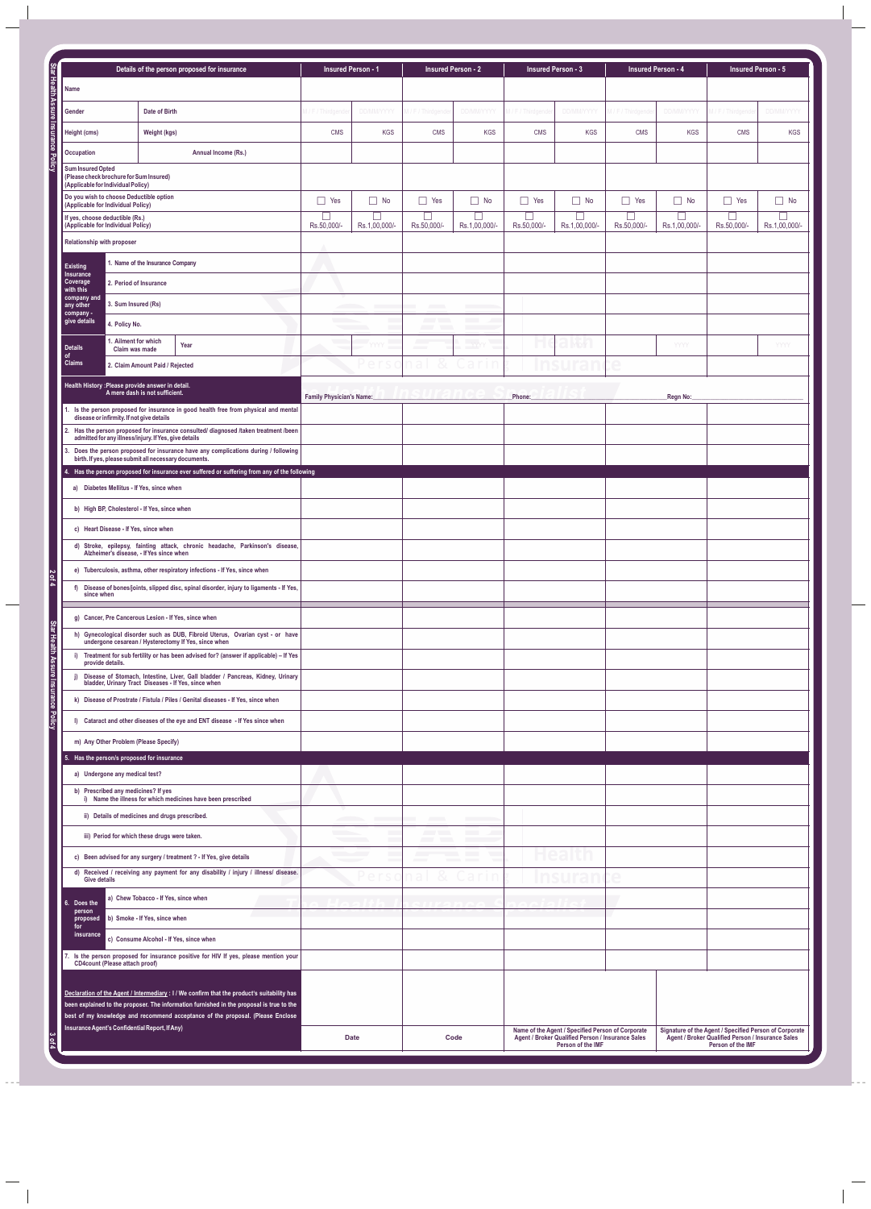| Details of the person proposed for insurance | | | Insured Person - 1 | | Insured Person - 2 | | Insured Person - 3 | | Insured Person - 4 | | Insured Person - 5 | |
|---|---|---|---|---|---|---|---|---|---|---|---|---|
| Name | | | | | | | | | | | | |
| Gender | Date of Birth | | M / F / Transgender | DD/MM/YYYY | M / F / Transgender | DD/MM/YYYY | M / F / Transgender | DD/MM/YYYY | M / F / Transgender | DD/MM/YYYY | M / F / Transgender | DD/MM/YYYY |
| Height (cms) | Weight (kgs) | | CMS | KGS | CMS | KGS | CMS | KGS | CMS | KGS | CMS | KGS |
| Occupation | Annual Income (Rs.) | | | | | | | | | | | |
| Sum Insured Opted (Please check brochure for Sum Insured) (Applicable for Individual Policy) | | | | | | | | | | | | |
| Do you wish to choose Deductible option (Applicable for Individual Policy) | | | ☐ Yes | ☐ No | ☐ Yes | ☐ No | ☐ Yes | ☐ No | ☐ Yes | ☐ No | ☐ Yes | ☐ No |
| If yes, choose deductible (Rs.) (Applicable for Individual Policy) | | | ☐ Rs.50,000/- | ☐ Rs.1,00,000/- | ☐ Rs.50,000/- | ☐ Rs.1,00,000/- | ☐ Rs.50,000/- | ☐ Rs.1,00,000/- | ☐ Rs.50,000/- | ☐ Rs.1,00,000/- | ☐ Rs.50,000/- | ☐ Rs.1,00,000/- |
| Relationship with proposer | | | | | | | | | | | | |
| Existing Insurance Coverage with this company and any other company - give details | 1. Name of the Insurance Company | | | | | | | | | | | |
| | 2. Period of Insurance | | | | | | | | | | | |
| | 3. Sum Insured (Rs) | | | | | | | | | | | |
| | 4. Policy No. | | | | | | | | | | | |
| Details of Claims | 1. Ailment for which Claim was made | Year | | YYYY | | YYYY | | YYYY | | YYYY | | YYYY |
| | 2. Claim Amount Paid / Rejected | | | | | | | | | | | |
| Health History : Please provide answer in detail. A mere dash is not sufficient. | | | Family Physician's Name: | | | | Phone: | | | Regn No: | | |
| 1. Is the person proposed for insurance in good health free from physical and mental disease or infirmity. If not give details | | | | | | | | | | | | |
| 2. Has the person proposed for insurance consulted/ diagnosed /taken treatment /been admitted for any illness/injury. If Yes, give details | | | | | | | | | | | | |
| 3. Does the person proposed for insurance have any complications during / following birth. If yes, please submit all necessary documents. | | | | | | | | | | | | |
| **4. Has the person proposed for insurance ever suffered or suffering from any of the following** | | | | | | | | | | | | |
| a) Diabetes Mellitus - If Yes, since when | | | | | | | | | | | | |
| b) High BP, Cholesterol - If Yes, since when | | | | | | | | | | | | |
| c) Heart Disease - If Yes, since when | | | | | | | | | | | | |
| d) Stroke, epilepsy, fainting attack, chronic headache, Parkinson's disease, Alzheimer's disease, - If Yes since when | | | | | | | | | | | | |
| e) Tuberculosis, asthma, other respiratory infections - If Yes, since when | | | | | | | | | | | | |
| f) Disease of bones/joints, slipped disc, spinal disorder, injury to ligaments - If Yes, since when | | | | | | | | | | | | |
| g) Cancer, Pre Cancerous Lesion - If Yes, since when | | | | | | | | | | | | |
| h) Gynecological disorder such as DUB, Fibroid Uterus, Ovarian cyst - or have undergone cesarean / Hysterectomy If Yes, since when | | | | | | | | | | | | |
| i) Treatment for sub fertility or has been advised for? (answer if applicable) – If Yes provide details. | | | | | | | | | | | | |
| j) Disease of Stomach, Intestine, Liver, Gall bladder / Pancreas, Kidney, Urinary bladder, Urinary Tract Diseases - If Yes, since when | | | | | | | | | | | | |
| k) Disease of Prostrate / Fistula / Piles / Genital diseases - If Yes, since when | | | | | | | | | | | | |
| l) Cataract and other diseases of the eye and ENT disease - If Yes since when | | | | | | | | | | | | |
| m) Any Other Problem (Please Specify) | | | | | | | | | | | | |
| **5. Has the person/s proposed for insurance** | | | | | | | | | | | | |
| a) Undergone any medical test? | | | | | | | | | | | | |
| b) Prescribed any medicines? If yes i) Name the illness for which medicines have been prescribed | | | | | | | | | | | | |
| ii) Details of medicines and drugs prescribed. | | | | | | | | | | | | |
| iii) Period for which these drugs were taken. | | | | | | | | | | | | |
| c) Been advised for any surgery / treatment ? - If Yes, give details | | | | | | | | | | | | |
| d) Received / receiving any payment for any disability / injury / illness/ disease. Give details | | | | | | | | | | | | |
| 6. Does the person proposed for insurance | a) Chew Tobacco - If Yes, since when | | | | | | | | | | | |
| | b) Smoke - If Yes, since when | | | | | | | | | | | |
| | c) Consume Alcohol - If Yes, since when | | | | | | | | | | | |
| 7. Is the person proposed for insurance positive for HIV If yes, please mention your CD4count (Please attach proof) | | | | | | | | | | | | |

**Declaration of the Agent / Intermediary** : I / We confirm that the product's suitability has been explained to the proposer. The information furnished in the proposal is true to the best of my knowledge and recommend acceptance of the proposal. (Please Enclose Insurance Agent's Confidential Report, If Any)

| Date | Code | Name of the Agent / Specified Person of Corporate Agent / Broker Qualified Person / Insurance Sales Person of the IMF | Signature of the Agent / Specified Person of Corporate Agent / Broker Qualified Person / Insurance Sales Person of the IMF |
|---|---|---|---|
| | | | |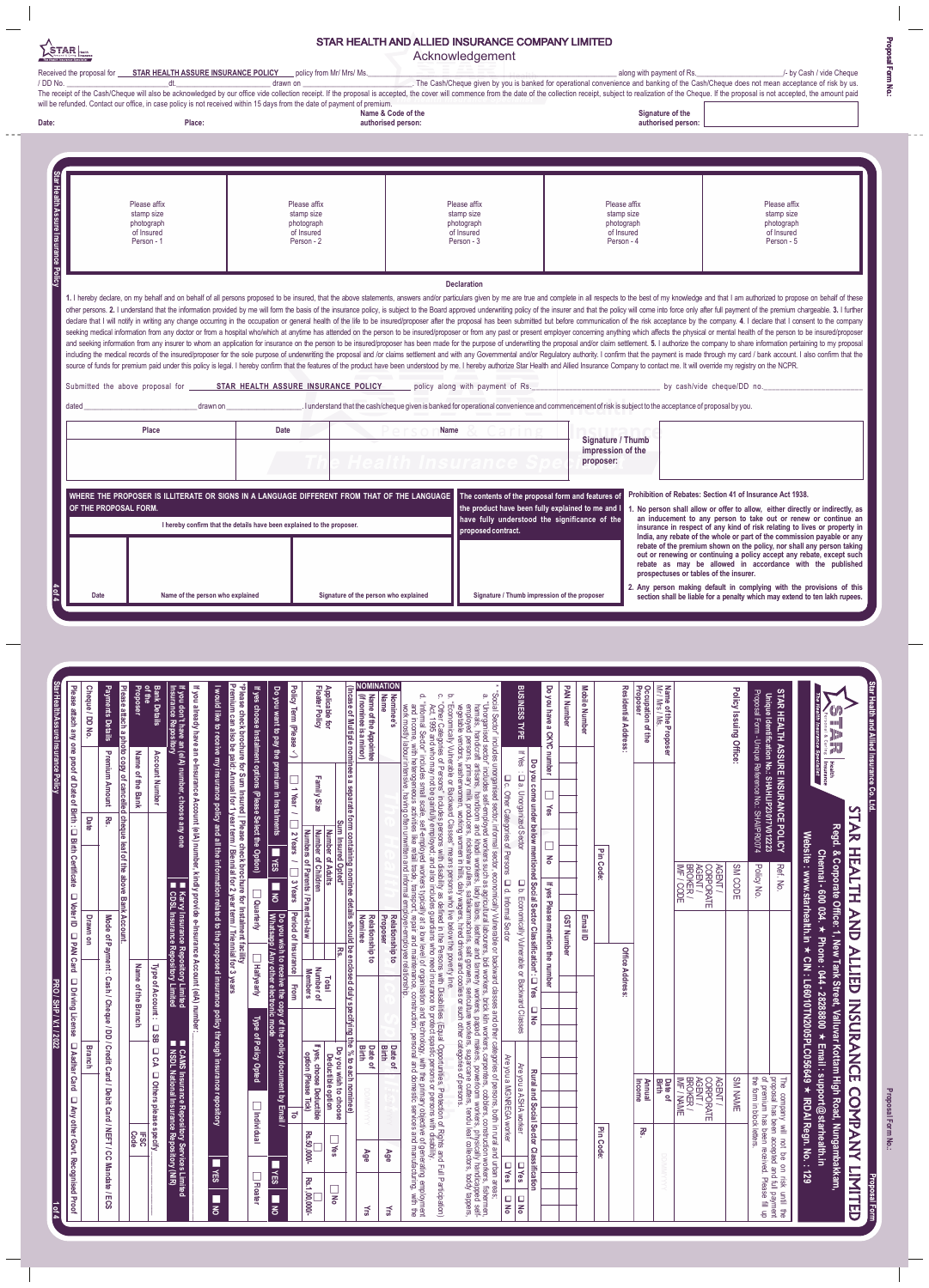# STAR HEALTH AND ALLIED INSURANCE COMPANY LIMITED

## Acknowledgement

Received the proposal for **STAR HEALTH ASSURE INSURANCE POLICY** policy from Mr/ Mrs/ Ms.______________________________________ along with payment of Rs.______________/- by Cash / vide Cheque / DD No.______________ dt.______________ drawn on ______________. The Cash/Cheque given by you is banked for operational convenience and banking of the Cash/Cheque does not mean acceptance of risk by us. The receipt of the Cash/Cheque will also be acknowledged by our office vide collection receipt. If the proposal is accepted, the cover will commence from the date of the collection receipt, subject to realization of the Cheque. If the proposal is not accepted, the amount paid will be refunded. Contact our office, in case policy is not received within 15 days from the date of payment of premium.

Date: Place: Name & Code of the authorised person: Signature of the authorised person:

---

| | | | | |
|---|---|---|---|---|
| Please affix stamp size photograph of Insured Person - 1 | Please affix stamp size photograph of Insured Person - 2 | Please affix stamp size photograph of Insured Person - 3 | Please affix stamp size photograph of Insured Person - 4 | Please affix stamp size photograph of Insured Person - 5 |

### Declaration

**1.** I hereby declare, on my behalf and on behalf of all persons proposed to be insured, that the above statements, answers and/or particulars given by me are true and complete in all respects to the best of my knowledge and that I am authorized to propose on behalf of these other persons. **2.** I understand that the information provided by me will form the basis of the insurance policy, is subject to the Board approved underwriting policy of the insurer and that the policy will come into force only after full payment of the premium chargeable. **3.** I further declare that I will notify in writing any change occurring in the occupation or general health of the life to be insured/proposer after the proposal has been submitted but before communication of the risk acceptance by the company. **4.** I declare that I consent to the company seeking medical information from any doctor or from a hospital who/which at anytime has attended on the person to be insured/proposer or from any past or present employer concerning anything which affects the physical or mental health of the person to be insured/proposer and seeking information from any insurer to whom an application for insurance on the person to be insured/proposer has been made for the purpose of underwriting the proposal and/or claim settlement. **5.** I authorize the company to share information pertaining to my proposal including the medical records of the insured/proposer for the sole purpose of underwriting the proposal and /or claims settlement and with any Governmental and/or Regulatory authority. I confirm that the payment is made through my card / bank account. I also confirm that the source of funds for premium paid under this policy is legal. I hereby confirm that the features of the product have been understood by me. I hereby authorize Star Health and Allied Insurance Company to contact me. It will override my registry on the NCPR.

Submitted the above proposal for **STAR HEALTH ASSURE INSURANCE POLICY** policy along with payment of Rs.______________ by cash/vide cheque/DD no.______________ dated ______________ drawn on ______________. I understand that the cash/cheque given is banked for operational convenience and commencement of risk is subject to the acceptance of proposal by you.

| Place | Date | Name | Signature / Thumb impression of the proposer: | |
|---|---|---|---|---|
| | | | | |

**WHERE THE PROPOSER IS ILLITERATE OR SIGNS IN A LANGUAGE DIFFERENT FROM THAT OF THE LANGUAGE OF THE PROPOSAL FORM.**

I hereby confirm that the details have been explained to the proposer.

| Date | Name of the person who explained | Signature of the person who explained |
|---|---|---|
| | | |

**The contents of the proposal form and features of the product have been fully explained to me and I have fully understood the significance of the proposed contract.**

Signature / Thumb impression of the proposer

**Prohibition of Rebates: Section 41 of Insurance Act 1938.**

**1. No person shall allow or offer to allow, either directly or indirectly, as an inducement to any person to take out or renew or continue an insurance in respect of any kind of risk relating to lives or property in India, any rebate of the whole or part of the commission payable or any rebate of the premium shown on the policy, nor shall any person taking out or renewing or continuing a policy accept any rebate, except such rebate as may be allowed in accordance with the published prospectuses or tables of the insurer.**

**2. Any person making default in complying with the provisions of this section shall be liable for a penalty which may extend to ten lakh rupees.**

---

# STAR HEALTH AND ALLIED INSURANCE COMPANY LIMITED

Regd. & Corporate Office: 1, New Tank Street, Valluvar Kottam High Road, Nungambakkam, Chennai - 600 034. ★ Phone : 044 - 28288800 ★ Email : support@starhealth.in

Website : www.starhealth.in ★ CIN : L66010TN2005PLC056649 ★ IRDAI Regn. No. : 129

**STAR HEALTH ASSURE INSURANCE POLICY**

Unique Identification No.: SHAHLIP23071V012223

Proposal Form - Unique Reference No.: SHA/PR/0074

Ref. No. | Policy No.

The company will not be on risk until the proposal has been accepted and full payment of premium has been received. Please fill up the proposal form in block letters.

**Policy Issuing Office:**

| SM CODE | | SM NAME | |
|---|---|---|---|
| AGENT / CORPORATE AGENT / BROKER / IMF / CODE | | AGENT / CORPORATE AGENT / BROKER / IMF / NAME | |

Name of the Proposer Mr / Mrs / Ms.: | Date of Birth:

Occupation of the Proposer: | Annual Income: Rs.

Residential Address: Pin Code: | Office Address: Pin Code:

Mobile Number: | Email ID:

PAN Number: | GST Number:

Do you have a CKYC number: ☐ Yes ☐ No

**BUSINESS TYPE** — Do you come under below mentioned Social Sector Classification*: ☐ Yes ☐ No | If yes Please mention the number | Rural and Social Sector Classification

If Yes: ☐ a. Unorganized Sector ☐ b. Economically Vulnerable or Backward Classes ☐ c. Other Categories of Persons ☐ d. Informal Sector | Are you a ASHA worker ☐ Yes ☐ No | Are you a MGNREGA worker ☐ Yes ☐ No

* "Social Sector" includes unorganized sector, informal sector, economically Vulnerable or backward classes and other categories of persons, both in rural and urban areas;

a. "Unorganized sector" includes self-employed workers such as agricultural labourers, bidi workers, brick kiln workers, carpenters, cobblers, construction workers, fishermen, hamals, handicraft artisans, handloom and khadi workers, lady tailors, leather and tannery workers, papad makers, powerloom workers, physically handicapped self-employed persons, primary milk producers, rickshaw pullers, safai karmacharis, salt growers, sericulture workers, sugarcane cutters, tendu leaf collectors, toddy tappers, vegetable vendors, washerwomen, working women in hills, daily wagers, hired drivers and coolies or such other categories of persons.

b. "Economically Vulnerable or Backward Classes" means persons who live below the poverty line.

c. "Other Categories of Persons" includes persons with disability as defined in the Persons with Disabilities (Equal Opportunities, Protection of Rights and Full Participation) Act, 1995 and who may not be gainfully employed; and also include guardians who need insurance to protect spastic persons or persons with disability;

d. "Informal Sector" includes small scale, self-employed workers typically at a low level of organisation and technology, with the primary objective of generating employment and income, with heterogeneous activities like retail trade, transport, repair and maintenance, construction, personal and domestic services and manufacturing, with the work mostly labour-intensive, having often unwritten and informal employer-employee relationship.

**NOMINATION**

| Nominee's Name | | Relationship to Proposer | | Date of Birth | | Age | Yrs |
|---|---|---|---|---|---|---|---|
| Name of the Appointee (if nominee is a minor) | | Relationship to Nominee | | Date of Birth | | Age | Yrs |

(Incase of Multiple nominees a separate form containing nominee details should be enclosed duly specifying the % to each nominee)

| Applicable for Floater Policy | Family Size | Number of Adults | Total Number of Members | Sum Insured Opted* Rs. | Do you wish to choose Deductible option ☐ Yes ☐ No | If yes, choose Deductible option (Please Tick) Rs.50,000/- Rs.1,00,000/- |
|---|---|---|---|---|---|---|
| | | Number of Children | | | | |
| | | Numbers of Parents / Parent-in-law | | | | |

Policy Term (Please ✓) ☐ 1 Year / ☐ 2 Years / ☐ 3 Years | Period of Insurance From ______ To ______

Do you want to pay the premium in instalments ☐ YES ☐ NO | Do you wish to receive the copy of the policy document by Email / Whatsapp / Any other electronic mode ☐ YES ☐ NO

If yes choose Instalment options (Please Select the Option) ☐ Quarterly ☐ Halfyearly | Type of Policy Opted ☐ Individual ☐ Floater

*Please check brochure for Sum Insured | Please check brochure for Instalment facility

Premium can also be paid: Annual for 1 year term / Biennial for 2 year term / Triennial for 3 years

I would like to receive my insurance policy and all the information related to the proposed insurance policy through insurance repository ☐ YES ☐ NO

If you already have an e-Insurance Account (eIA) number, kindly provide e-Insurance Account (eIA) number:

If you don't have an (eIA) number, choose any one Insurance Repository:
- ☐ Karvy Insurance Repository Limited
- ☐ CDSL Insurance Repository Limited
- ☐ CAMS Insurance Repository Services Limited
- ☐ NSDL National Insurance Repository (NIR)

| Bank Details of the Proposer | Account Number | | Type of Account : ☐ SB ☐ CA ☐ Others please specify |
|---|---|---|---|
| | Name of the Bank | Name of the Branch | IFSC Code |

Please attach a photo copy of cancelled cheque leaf of the above Bank Account.

| Payments Details | Premium Amount Rs. | Mode of Payment : Cash / Cheque / DD / Credit Card / Debit Card / NEFT / CC Mandate / ECS |
|---|---|---|
| Cheque / DD No. | Date | Drawn on | Branch |

Please attach any one proof of Date of Birth: ☐ Birth Certificate ☐ Voter ID ☐ PAN Card ☐ Driving License ☐ Aadhar Card ☐ Any other Govt. Recognised Proof

PRO / SHP / V.1 / 2022